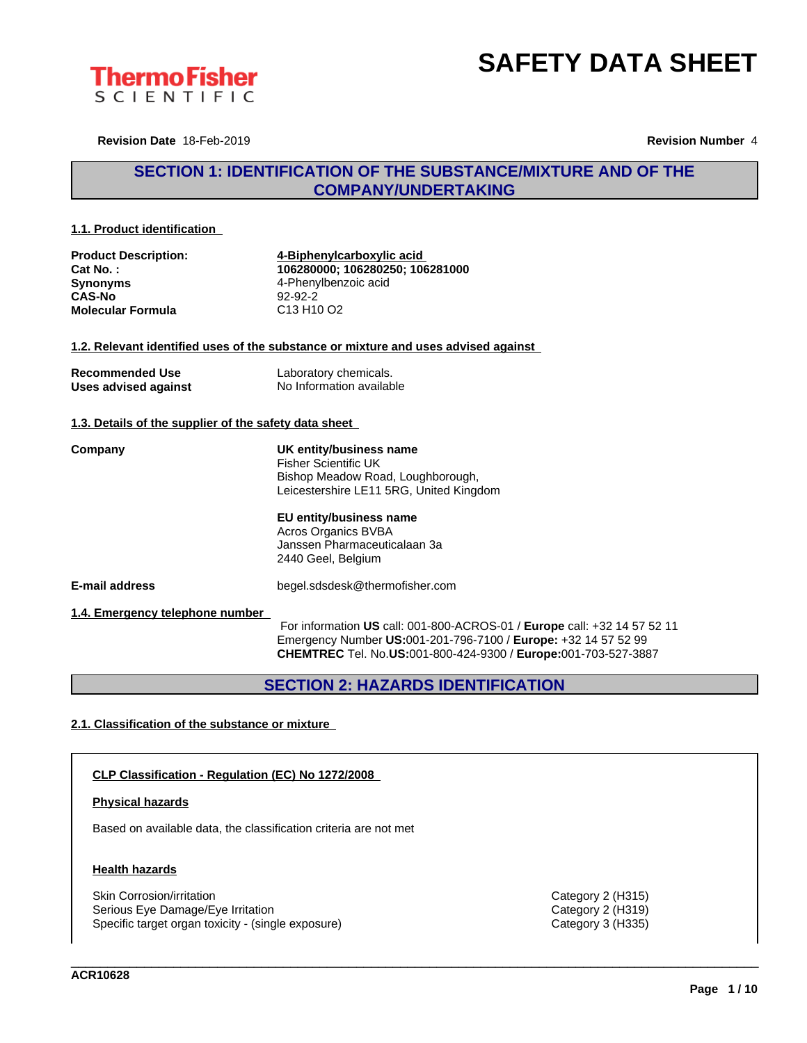# SAFETY DATA SHEET

**Revision Date** 18-Feb-2019 **Revision Number** 4

## SECTION 1: IDENTIFICATION OF THE SUBSTANCE/MIXTURE AND OF THE COMPANY/UNDERTAKING

### 1.1. Product identification

| | |
|---|---|
| **Product Description:** | **4-Biphenylcarboxylic acid** |
| **Cat No. :** | **106280000; 106280250; 106281000** |
| **Synonyms** | 4-Phenylbenzoic acid |
| **CAS-No** | 92-92-2 |
| **Molecular Formula** | C13 H10 O2 |

### 1.2. Relevant identified uses of the substance or mixture and uses advised against

| | |
|---|---|
| **Recommended Use** | Laboratory chemicals. |
| **Uses advised against** | No Information available |

### 1.3. Details of the supplier of the safety data sheet

**Company**

**UK entity/business name**
Fisher Scientific UK
Bishop Meadow Road, Loughborough,
Leicestershire LE11 5RG, United Kingdom

**EU entity/business name**
Acros Organics BVBA
Janssen Pharmaceuticalaan 3a
2440 Geel, Belgium

**E-mail address** begel.sdsdesk@thermofisher.com

### 1.4. Emergency telephone number

For information **US** call: 001-800-ACROS-01 / **Europe** call: +32 14 57 52 11
Emergency Number **US:**001-201-796-7100 / **Europe:** +32 14 57 52 99
**CHEMTREC** Tel. No.**US:**001-800-424-9300 / **Europe:**001-703-527-3887

## SECTION 2: HAZARDS IDENTIFICATION

### 2.1. Classification of the substance or mixture

**CLP Classification - Regulation (EC) No 1272/2008**

**Physical hazards**

Based on available data, the classification criteria are not met

**Health hazards**

| | |
|---|---|
| Skin Corrosion/irritation | Category 2 (H315) |
| Serious Eye Damage/Eye Irritation | Category 2 (H319) |
| Specific target organ toxicity - (single exposure) | Category 3 (H335) |

ACR10628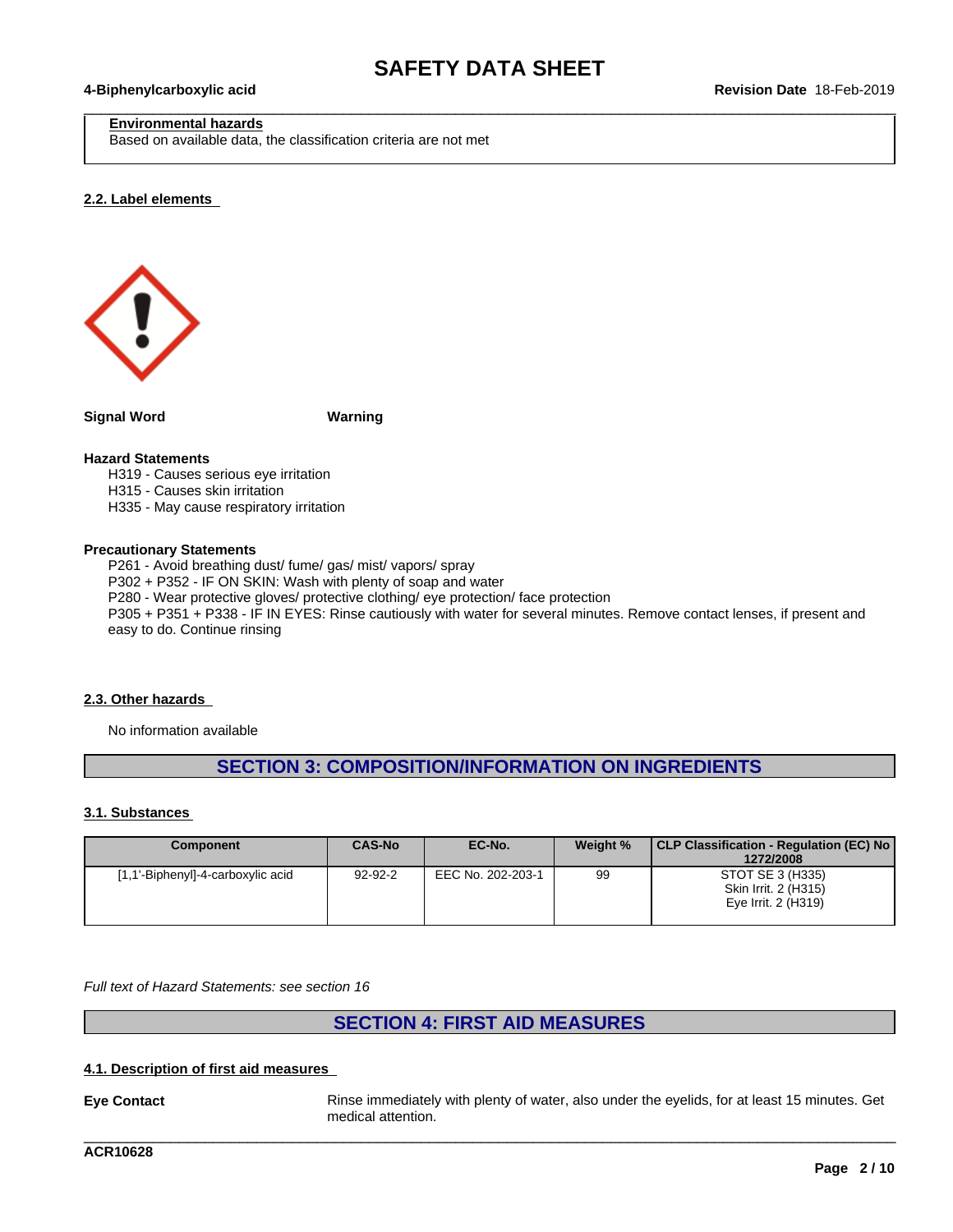**Environmental hazards**
Based on available data, the classification criteria are not met

### 2.2. Label elements

**Signal Word** **Warning**

**Hazard Statements**

H319 - Causes serious eye irritation
H315 - Causes skin irritation
H335 - May cause respiratory irritation

**Precautionary Statements**

P261 - Avoid breathing dust/ fume/ gas/ mist/ vapors/ spray
P302 + P352 - IF ON SKIN: Wash with plenty of soap and water
P280 - Wear protective gloves/ protective clothing/ eye protection/ face protection
P305 + P351 + P338 - IF IN EYES: Rinse cautiously with water for several minutes. Remove contact lenses, if present and easy to do. Continue rinsing

### 2.3. Other hazards

No information available

## SECTION 3: COMPOSITION/INFORMATION ON INGREDIENTS

### 3.1. Substances

| Component | CAS-No | EC-No. | Weight % | CLP Classification - Regulation (EC) No 1272/2008 |
|---|---|---|---|---|
| [1,1'-Biphenyl]-4-carboxylic acid | 92-92-2 | EEC No. 202-203-1 | 99 | STOT SE 3 (H335)<br>Skin Irrit. 2 (H315)<br>Eye Irrit. 2 (H319) |

*Full text of Hazard Statements: see section 16*

## SECTION 4: FIRST AID MEASURES

### 4.1. Description of first aid measures

**Eye Contact** Rinse immediately with plenty of water, also under the eyelids, for at least 15 minutes. Get medical attention.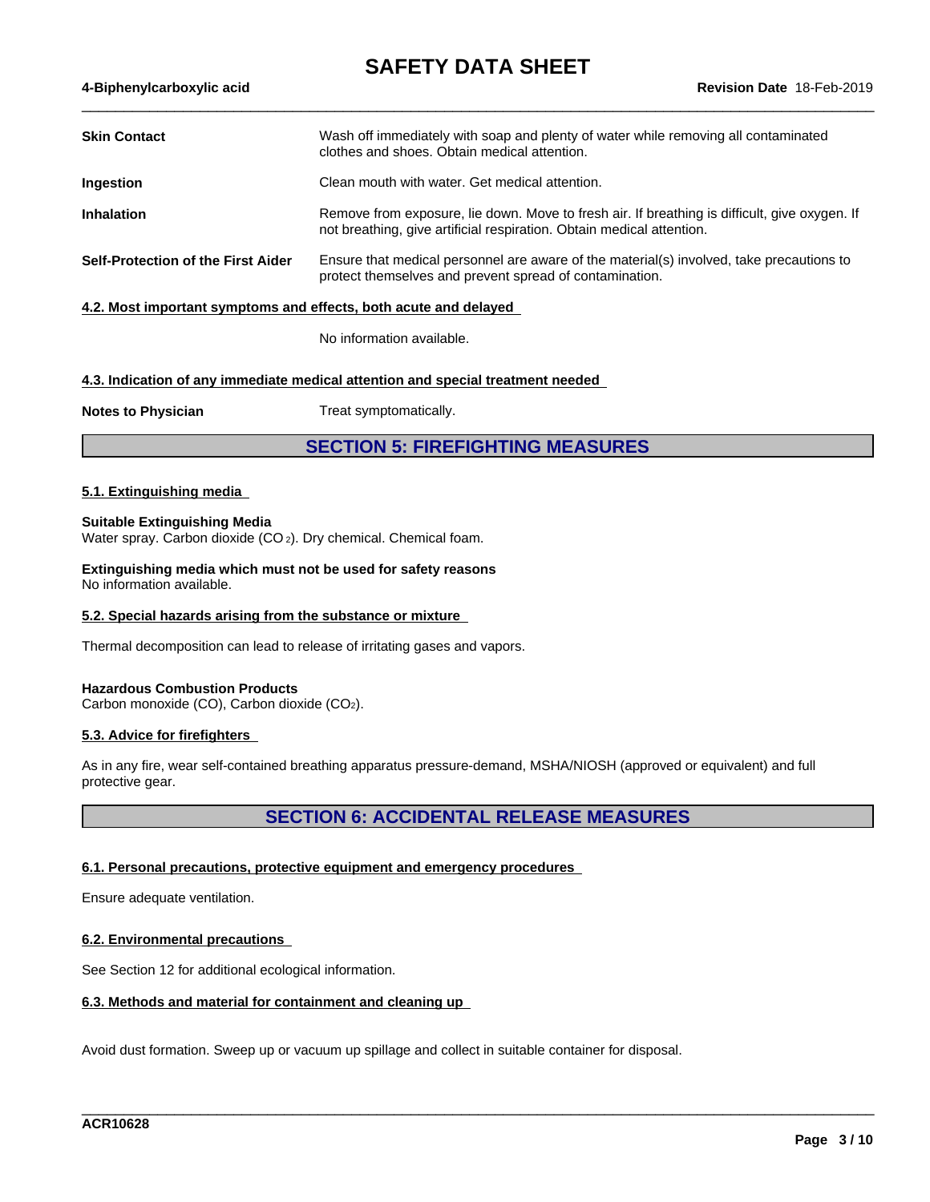**Skin Contact** Wash off immediately with soap and plenty of water while removing all contaminated clothes and shoes. Obtain medical attention.

**Ingestion** Clean mouth with water. Get medical attention.

**Inhalation** Remove from exposure, lie down. Move to fresh air. If breathing is difficult, give oxygen. If not breathing, give artificial respiration. Obtain medical attention.

**Self-Protection of the First Aider** Ensure that medical personnel are aware of the material(s) involved, take precautions to protect themselves and prevent spread of contamination.

### 4.2. Most important symptoms and effects, both acute and delayed

No information available.

### 4.3. Indication of any immediate medical attention and special treatment needed

**Notes to Physician** Treat symptomatically.

## SECTION 5: FIREFIGHTING MEASURES

### 5.1. Extinguishing media

**Suitable Extinguishing Media**
Water spray. Carbon dioxide ($CO_2$). Dry chemical. Chemical foam.

**Extinguishing media which must not be used for safety reasons**
No information available.

### 5.2. Special hazards arising from the substance or mixture

Thermal decomposition can lead to release of irritating gases and vapors.

**Hazardous Combustion Products**
Carbon monoxide (CO), Carbon dioxide ($CO_2$).

### 5.3. Advice for firefighters

As in any fire, wear self-contained breathing apparatus pressure-demand, MSHA/NIOSH (approved or equivalent) and full protective gear.

## SECTION 6: ACCIDENTAL RELEASE MEASURES

### 6.1. Personal precautions, protective equipment and emergency procedures

Ensure adequate ventilation.

### 6.2. Environmental precautions

See Section 12 for additional ecological information.

### 6.3. Methods and material for containment and cleaning up

Avoid dust formation. Sweep up or vacuum up spillage and collect in suitable container for disposal.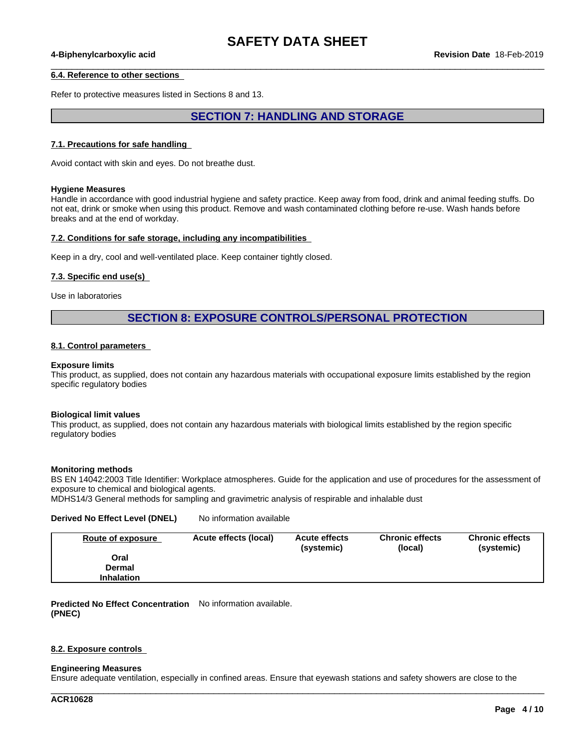### 6.4. Reference to other sections

Refer to protective measures listed in Sections 8 and 13.

## SECTION 7: HANDLING AND STORAGE

### 7.1. Precautions for safe handling

Avoid contact with skin and eyes. Do not breathe dust.

**Hygiene Measures**
Handle in accordance with good industrial hygiene and safety practice. Keep away from food, drink and animal feeding stuffs. Do not eat, drink or smoke when using this product. Remove and wash contaminated clothing before re-use. Wash hands before breaks and at the end of workday.

### 7.2. Conditions for safe storage, including any incompatibilities

Keep in a dry, cool and well-ventilated place. Keep container tightly closed.

### 7.3. Specific end use(s)

Use in laboratories

## SECTION 8: EXPOSURE CONTROLS/PERSONAL PROTECTION

### 8.1. Control parameters

**Exposure limits**
This product, as supplied, does not contain any hazardous materials with occupational exposure limits established by the region specific regulatory bodies

**Biological limit values**
This product, as supplied, does not contain any hazardous materials with biological limits established by the region specific regulatory bodies

**Monitoring methods**
BS EN 14042:2003 Title Identifier: Workplace atmospheres. Guide for the application and use of procedures for the assessment of exposure to chemical and biological agents.
MDHS14/3 General methods for sampling and gravimetric analysis of respirable and inhalable dust

**Derived No Effect Level (DNEL)** No information available

| Route of exposure | Acute effects (local) | Acute effects (systemic) | Chronic effects (local) | Chronic effects (systemic) |
|---|---|---|---|---|
| Oral | | | | |
| Dermal | | | | |
| Inhalation | | | | |

**Predicted No Effect Concentration (PNEC)** No information available.

### 8.2. Exposure controls

**Engineering Measures**
Ensure adequate ventilation, especially in confined areas. Ensure that eyewash stations and safety showers are close to the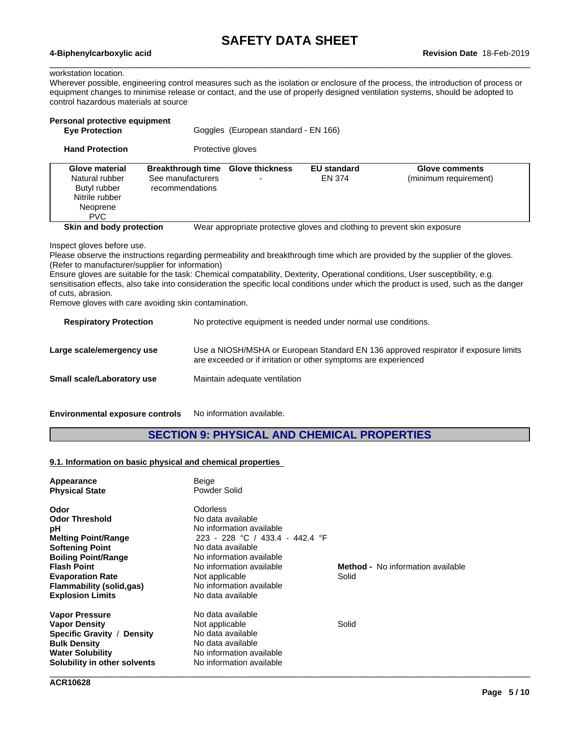workstation location.
Wherever possible, engineering control measures such as the isolation or enclosure of the process, the introduction of process or equipment changes to minimise release or contact, and the use of properly designed ventilation systems, should be adopted to control hazardous materials at source

**Personal protective equipment**

**Eye Protection** Goggles (European standard - EN 166)

**Hand Protection** Protective gloves

| Glove material | Breakthrough time | Glove thickness | EU standard | Glove comments |
|---|---|---|---|---|
| Natural rubber<br>Butyl rubber<br>Nitrile rubber<br>Neoprene<br>PVC | See manufacturers recommendations | - | EN 374 | (minimum requirement) |

**Skin and body protection** Wear appropriate protective gloves and clothing to prevent skin exposure

Inspect gloves before use.
Please observe the instructions regarding permeability and breakthrough time which are provided by the supplier of the gloves. (Refer to manufacturer/supplier for information)
Ensure gloves are suitable for the task: Chemical compatability, Dexterity, Operational conditions, User susceptibility, e.g. sensitisation effects, also take into consideration the specific local conditions under which the product is used, such as the danger of cuts, abrasion.
Remove gloves with care avoiding skin contamination.

**Respiratory Protection** No protective equipment is needed under normal use conditions.

**Large scale/emergency use** Use a NIOSH/MSHA or European Standard EN 136 approved respirator if exposure limits are exceeded or if irritation or other symptoms are experienced

**Small scale/Laboratory use** Maintain adequate ventilation

**Environmental exposure controls** No information available.

## SECTION 9: PHYSICAL AND CHEMICAL PROPERTIES

### 9.1. Information on basic physical and chemical properties

| | | |
|---|---|---|
| **Appearance** | Beige | |
| **Physical State** | Powder Solid | |
| **Odor** | Odorless | |
| **Odor Threshold** | No data available | |
| **pH** | No information available | |
| **Melting Point/Range** | 223 - 228 °C / 433.4 - 442.4 °F | |
| **Softening Point** | No data available | |
| **Boiling Point/Range** | No information available | |
| **Flash Point** | No information available | **Method -** No information available |
| **Evaporation Rate** | Not applicable | Solid |
| **Flammability (solid,gas)** | No information available | |
| **Explosion Limits** | No data available | |
| **Vapor Pressure** | No data available | |
| **Vapor Density** | Not applicable | Solid |
| **Specific Gravity / Density** | No data available | |
| **Bulk Density** | No data available | |
| **Water Solubility** | No information available | |
| **Solubility in other solvents** | No information available | |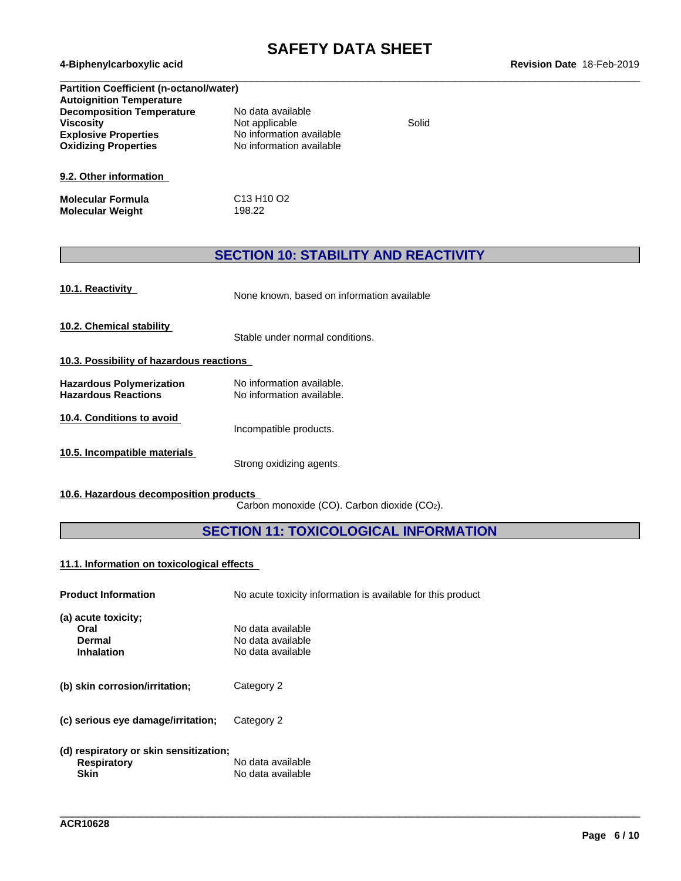| | | |
|---|---|---|
| **Partition Coefficient (n-octanol/water)** | | |
| **Autoignition Temperature** | | |
| **Decomposition Temperature** | No data available | |
| **Viscosity** | Not applicable | Solid |
| **Explosive Properties** | No information available | |
| **Oxidizing Properties** | No information available | |

**9.2. Other information**

| | |
|---|---|
| **Molecular Formula** | C13 H10 O2 |
| **Molecular Weight** | 198.22 |

## SECTION 10: STABILITY AND REACTIVITY

**10.1. Reactivity**

None known, based on information available

**10.2. Chemical stability**

Stable under normal conditions.

**10.3. Possibility of hazardous reactions**

| | |
|---|---|
| **Hazardous Polymerization** | No information available. |
| **Hazardous Reactions** | No information available. |

**10.4. Conditions to avoid**

Incompatible products.

**10.5. Incompatible materials**

Strong oxidizing agents.

**10.6. Hazardous decomposition products**

Carbon monoxide (CO). Carbon dioxide ($CO_2$).

## SECTION 11: TOXICOLOGICAL INFORMATION

**11.1. Information on toxicological effects**

**Product Information** No acute toxicity information is available for this product

**(a) acute toxicity;**

| | |
|---|---|
| **Oral** | No data available |
| **Dermal** | No data available |
| **Inhalation** | No data available |

**(b) skin corrosion/irritation;** Category 2

**(c) serious eye damage/irritation;** Category 2

**(d) respiratory or skin sensitization;**

| | |
|---|---|
| **Respiratory** | No data available |
| **Skin** | No data available |

ACR10628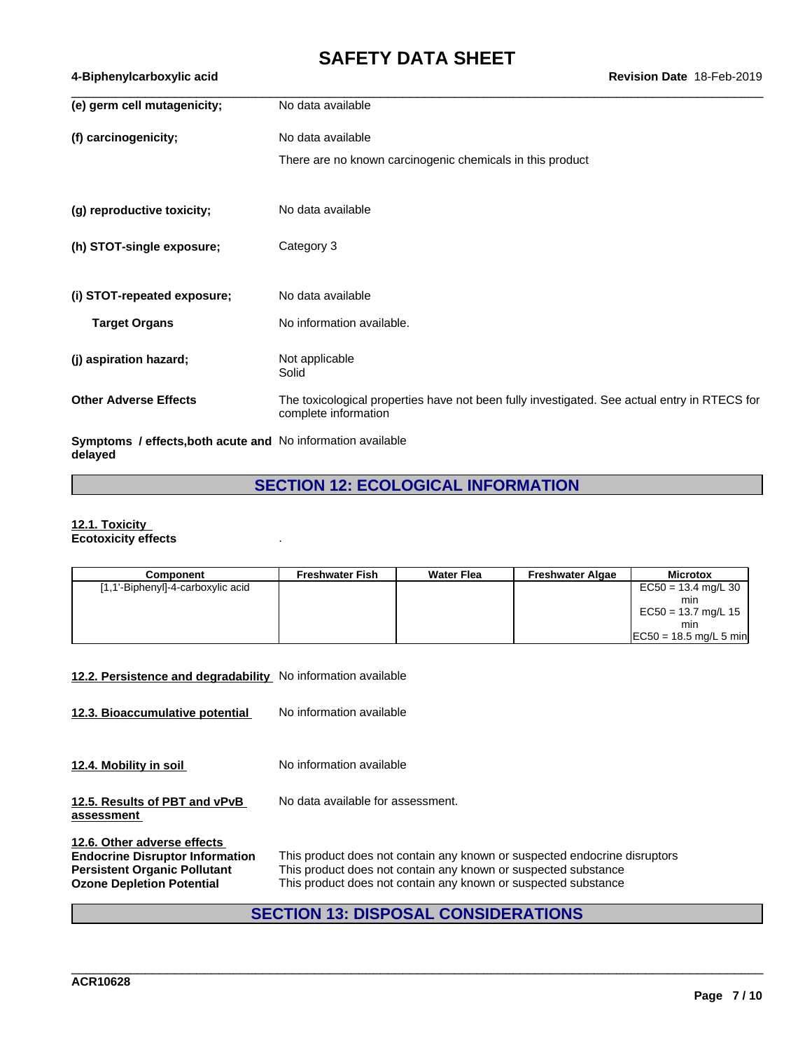**(e) germ cell mutagenicity;** No data available

**(f) carcinogenicity;** No data available

There are no known carcinogenic chemicals in this product

**(g) reproductive toxicity;** No data available

**(h) STOT-single exposure;** Category 3

**(i) STOT-repeated exposure;** No data available

**Target Organs** No information available.

**(j) aspiration hazard;** Not applicable
Solid

**Other Adverse Effects** The toxicological properties have not been fully investigated. See actual entry in RTECS for complete information

**Symptoms / effects,both acute and delayed** No information available

## SECTION 12: ECOLOGICAL INFORMATION

**12.1. Toxicity**
**Ecotoxicity effects** .

| Component | Freshwater Fish | Water Flea | Freshwater Algae | Microtox |
|---|---|---|---|---|
| [1,1'-Biphenyl]-4-carboxylic acid | | | | EC50 = 13.4 mg/L 30 min<br>EC50 = 13.7 mg/L 15 min<br>EC50 = 18.5 mg/L 5 min |

**12.2. Persistence and degradability** No information available

**12.3. Bioaccumulative potential** No information available

**12.4. Mobility in soil** No information available

**12.5. Results of PBT and vPvB assessment** No data available for assessment.

**12.6. Other adverse effects**
**Endocrine Disruptor Information** This product does not contain any known or suspected endocrine disruptors
**Persistent Organic Pollutant** This product does not contain any known or suspected substance
**Ozone Depletion Potential** This product does not contain any known or suspected substance

## SECTION 13: DISPOSAL CONSIDERATIONS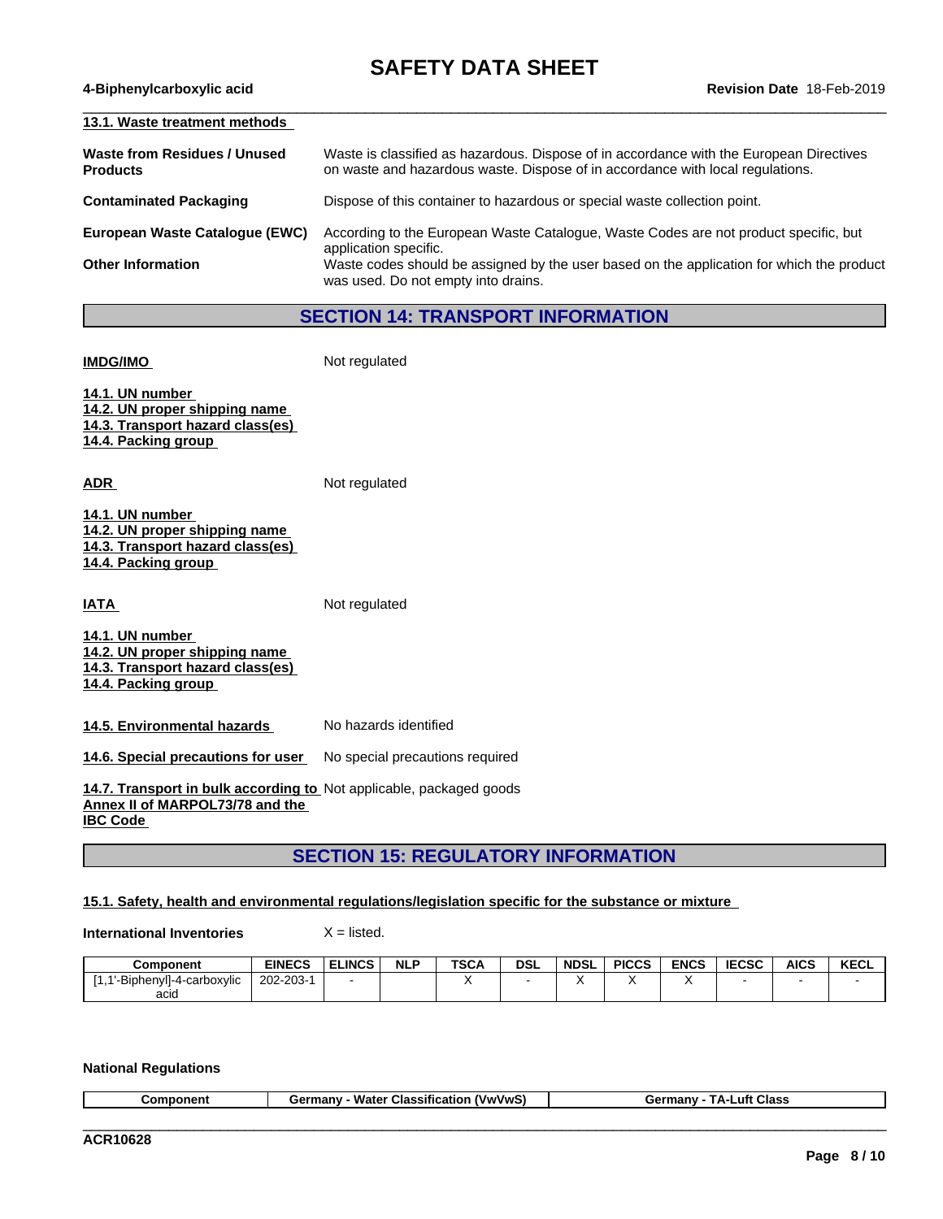### 13.1. Waste treatment methods

**Waste from Residues / Unused Products**
Waste is classified as hazardous. Dispose of in accordance with the European Directives on waste and hazardous waste. Dispose of in accordance with local regulations.

**Contaminated Packaging**
Dispose of this container to hazardous or special waste collection point.

**European Waste Catalogue (EWC)**
According to the European Waste Catalogue, Waste Codes are not product specific, but application specific.

**Other Information**
Waste codes should be assigned by the user based on the application for which the product was used. Do not empty into drains.

## SECTION 14: TRANSPORT INFORMATION

**IMDG/IMO** Not regulated

**14.1. UN number**
**14.2. UN proper shipping name**
**14.3. Transport hazard class(es)**
**14.4. Packing group**

**ADR** Not regulated

**14.1. UN number**
**14.2. UN proper shipping name**
**14.3. Transport hazard class(es)**
**14.4. Packing group**

**IATA** Not regulated

**14.1. UN number**
**14.2. UN proper shipping name**
**14.3. Transport hazard class(es)**
**14.4. Packing group**

**14.5. Environmental hazards** No hazards identified

**14.6. Special precautions for user** No special precautions required

**14.7. Transport in bulk according to Annex II of MARPOL73/78 and the IBC Code** Not applicable, packaged goods

## SECTION 15: REGULATORY INFORMATION

### 15.1. Safety, health and environmental regulations/legislation specific for the substance or mixture

**International Inventories** X = listed.

| Component | EINECS | ELINCS | NLP | TSCA | DSL | NDSL | PICCS | ENCS | IECSC | AICS | KECL |
|---|---|---|---|---|---|---|---|---|---|---|---|
| [1,1'-Biphenyl]-4-carboxylic acid | 202-203-1 | - | | X | - | X | X | X | - | - | - |

**National Regulations**

| Component | Germany - Water Classification (VwVwS) | Germany - TA-Luft Class |
|---|---|---|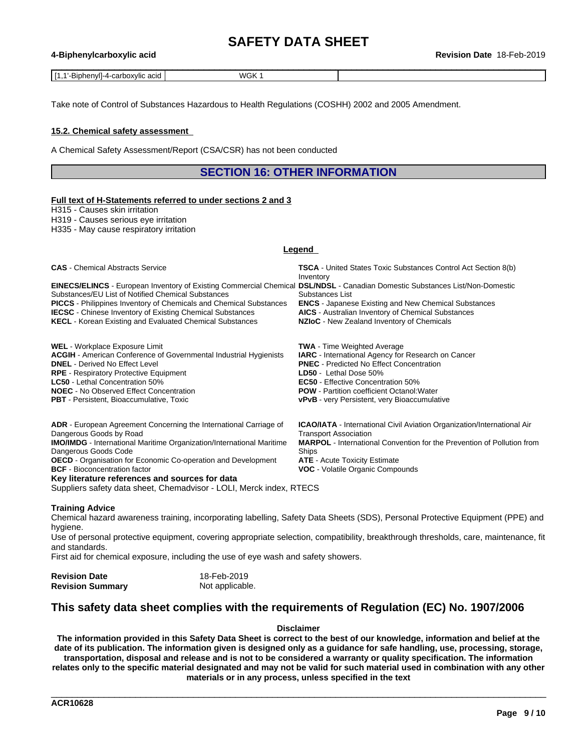| [1,1'-Biphenyl]-4-carboxylic acid | WGK 1 | |
|---|---|---|

Take note of Control of Substances Hazardous to Health Regulations (COSHH) 2002 and 2005 Amendment.

### 15.2. Chemical safety assessment

A Chemical Safety Assessment/Report (CSA/CSR) has not been conducted

## SECTION 16: OTHER INFORMATION

**Full text of H-Statements referred to under sections 2 and 3**

H315 - Causes skin irritation
H319 - Causes serious eye irritation
H335 - May cause respiratory irritation

**Legend**

**CAS** - Chemical Abstracts Service
**EINECS/ELINCS** - European Inventory of Existing Commercial Chemical Substances/EU List of Notified Chemical Substances
**PICCS** - Philippines Inventory of Chemicals and Chemical Substances
**IECSC** - Chinese Inventory of Existing Chemical Substances
**KECL** - Korean Existing and Evaluated Chemical Substances
**TSCA** - United States Toxic Substances Control Act Section 8(b) Inventory
**DSL/NDSL** - Canadian Domestic Substances List/Non-Domestic Substances List
**ENCS** - Japanese Existing and New Chemical Substances
**AICS** - Australian Inventory of Chemical Substances
**NZIoC** - New Zealand Inventory of Chemicals

**WEL** - Workplace Exposure Limit
**ACGIH** - American Conference of Governmental Industrial Hygienists
**DNEL** - Derived No Effect Level
**RPE** - Respiratory Protective Equipment
**LC50** - Lethal Concentration 50%
**NOEC** - No Observed Effect Concentration
**PBT** - Persistent, Bioaccumulative, Toxic
**TWA** - Time Weighted Average
**IARC** - International Agency for Research on Cancer
**PNEC** - Predicted No Effect Concentration
**LD50** - Lethal Dose 50%
**EC50** - Effective Concentration 50%
**POW** - Partition coefficient Octanol:Water
**vPvB** - very Persistent, very Bioaccumulative

**ADR** - European Agreement Concerning the International Carriage of Dangerous Goods by Road
**IMO/IMDG** - International Maritime Organization/International Maritime Dangerous Goods Code
**OECD** - Organisation for Economic Co-operation and Development
**BCF** - Bioconcentration factor
**ICAO/IATA** - International Civil Aviation Organization/International Air Transport Association
**MARPOL** - International Convention for the Prevention of Pollution from Ships
**ATE** - Acute Toxicity Estimate
**VOC** - Volatile Organic Compounds

**Key literature references and sources for data**
Suppliers safety data sheet, Chemadvisor - LOLI, Merck index, RTECS

**Training Advice**
Chemical hazard awareness training, incorporating labelling, Safety Data Sheets (SDS), Personal Protective Equipment (PPE) and hygiene.
Use of personal protective equipment, covering appropriate selection, compatibility, breakthrough thresholds, care, maintenance, fit and standards.
First aid for chemical exposure, including the use of eye wash and safety showers.

**Revision Date** 18-Feb-2019
**Revision Summary** Not applicable.

## This safety data sheet complies with the requirements of Regulation (EC) No. 1907/2006

**Disclaimer**

**The information provided in this Safety Data Sheet is correct to the best of our knowledge, information and belief at the date of its publication. The information given is designed only as a guidance for safe handling, use, processing, storage, transportation, disposal and release and is not to be considered a warranty or quality specification. The information relates only to the specific material designated and may not be valid for such material used in combination with any other materials or in any process, unless specified in the text**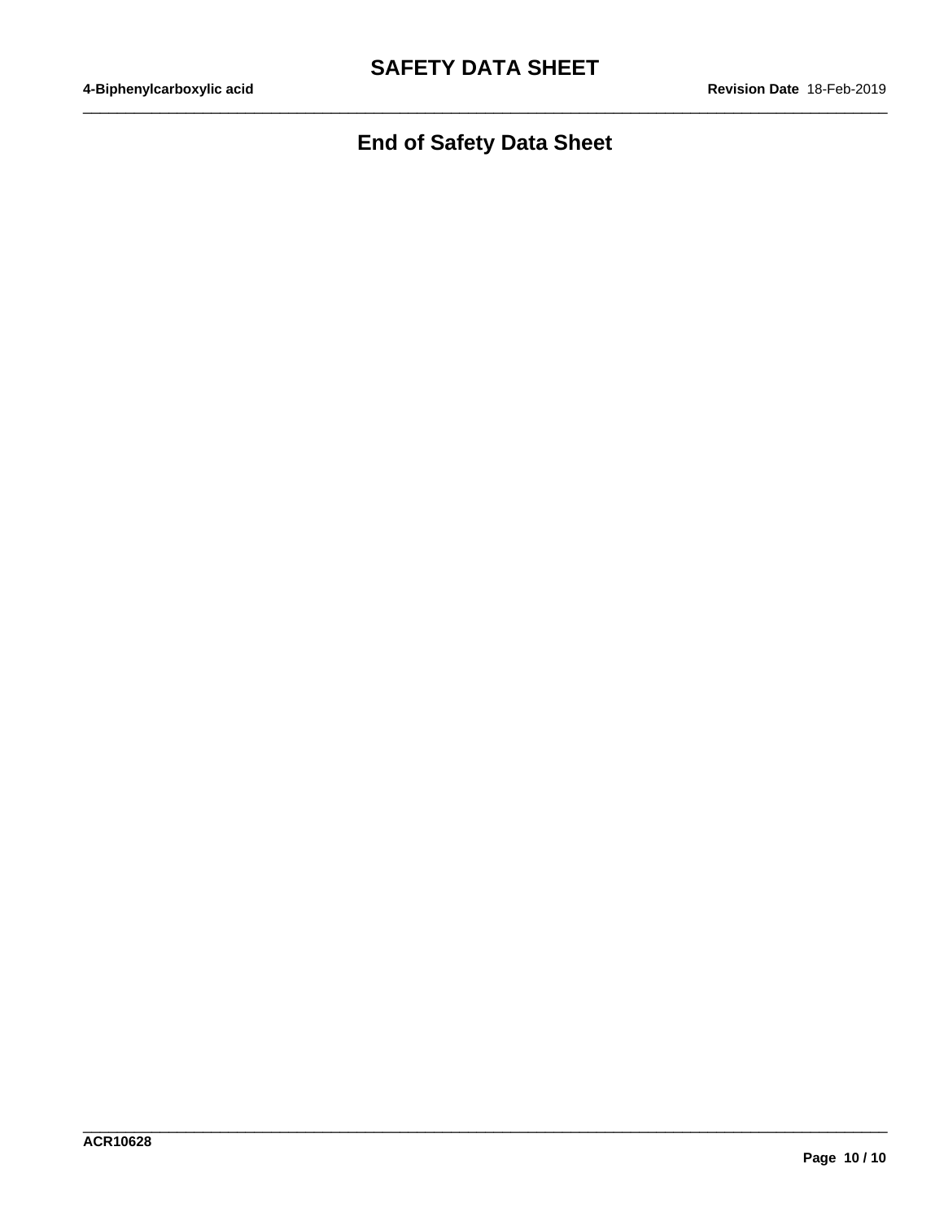## End of Safety Data Sheet